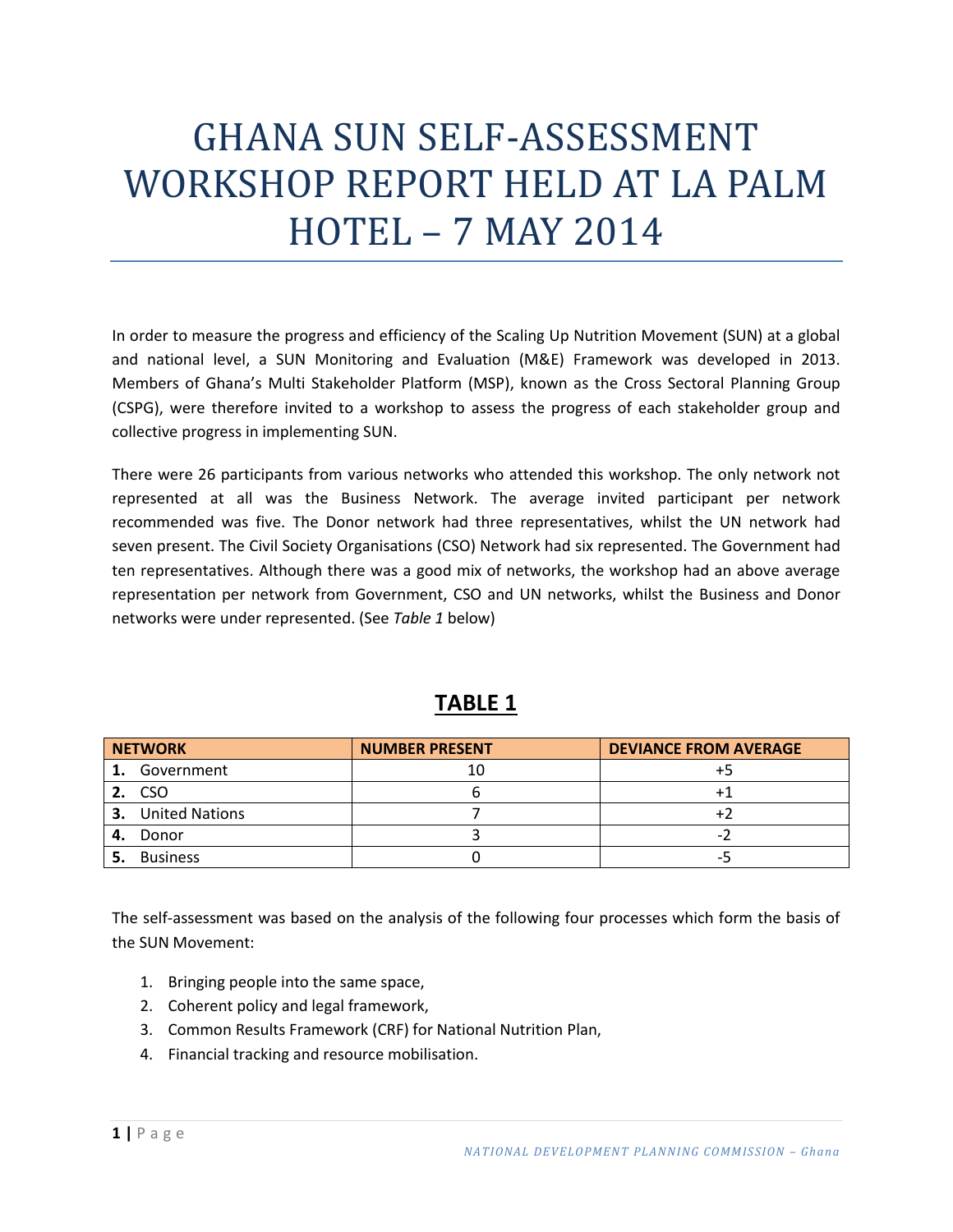# GHANA SUN SELF-ASSESSMENT WORKSHOP REPORT HELD AT LA PALM HOTEL – 7 MAY 2014

In order to measure the progress and efficiency of the Scaling Up Nutrition Movement (SUN) at a global and national level, a SUN Monitoring and Evaluation (M&E) Framework was developed in 2013. Members of Ghana's Multi Stakeholder Platform (MSP), known as the Cross Sectoral Planning Group (CSPG), were therefore invited to a workshop to assess the progress of each stakeholder group and collective progress in implementing SUN.

There were 26 participants from various networks who attended this workshop. The only network not represented at all was the Business Network. The average invited participant per network recommended was five. The Donor network had three representatives, whilst the UN network had seven present. The Civil Society Organisations (CSO) Network had six represented. The Government had ten representatives. Although there was a good mix of networks, the workshop had an above average representation per network from Government, CSO and UN networks, whilst the Business and Donor networks were under represented. (See *Table 1* below)

## TABLE 1

| NETWORK | NUMBER PRESENT | DEVIANCE FROM AVERAGE |
|---|---|---|
| **1.** Government | 10 | +5 |
| **2.** CSO | 6 | +1 |
| **3.** United Nations | 7 | +2 |
| **4.** Donor | 3 | -2 |
| **5.** Business | 0 | -5 |

The self-assessment was based on the analysis of the following four processes which form the basis of the SUN Movement:

1. Bringing people into the same space,
2. Coherent policy and legal framework,
3. Common Results Framework (CRF) for National Nutrition Plan,
4. Financial tracking and resource mobilisation.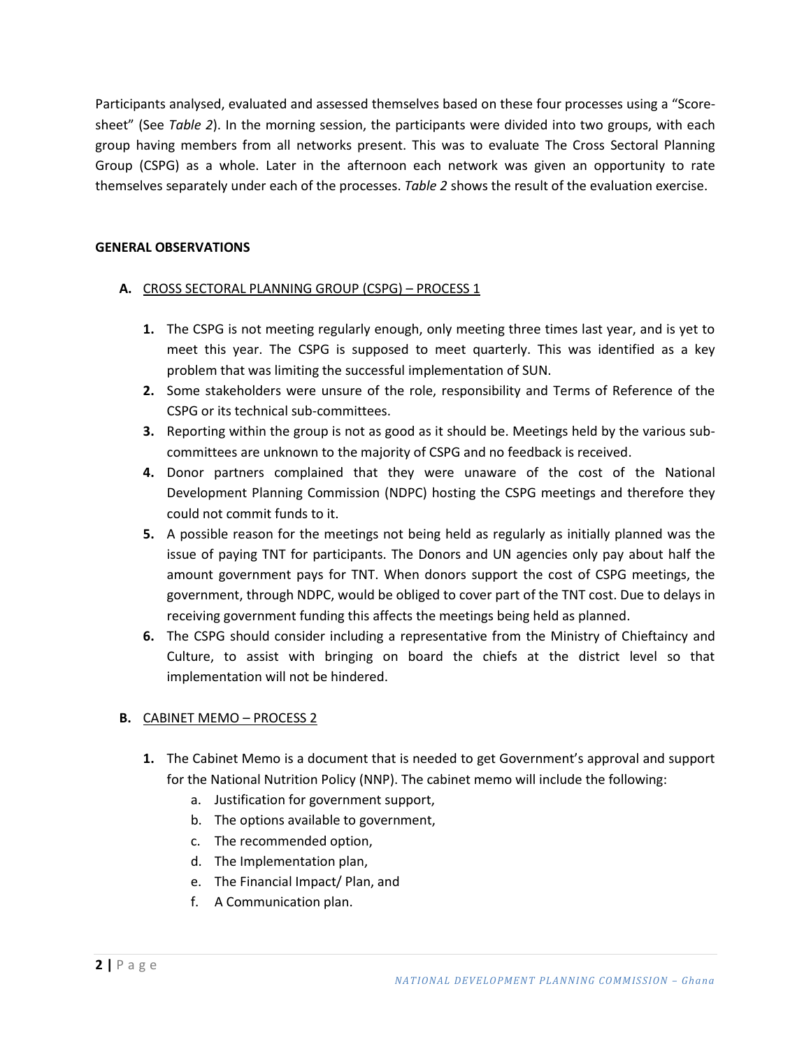Participants analysed, evaluated and assessed themselves based on these four processes using a "Score-sheet" (See *Table 2*). In the morning session, the participants were divided into two groups, with each group having members from all networks present. This was to evaluate The Cross Sectoral Planning Group (CSPG) as a whole. Later in the afternoon each network was given an opportunity to rate themselves separately under each of the processes. *Table 2* shows the result of the evaluation exercise.

**GENERAL OBSERVATIONS**

**A.** CROSS SECTORAL PLANNING GROUP (CSPG) – PROCESS 1

1. The CSPG is not meeting regularly enough, only meeting three times last year, and is yet to meet this year. The CSPG is supposed to meet quarterly. This was identified as a key problem that was limiting the successful implementation of SUN.
2. Some stakeholders were unsure of the role, responsibility and Terms of Reference of the CSPG or its technical sub-committees.
3. Reporting within the group is not as good as it should be. Meetings held by the various sub-committees are unknown to the majority of CSPG and no feedback is received.
4. Donor partners complained that they were unaware of the cost of the National Development Planning Commission (NDPC) hosting the CSPG meetings and therefore they could not commit funds to it.
5. A possible reason for the meetings not being held as regularly as initially planned was the issue of paying TNT for participants. The Donors and UN agencies only pay about half the amount government pays for TNT. When donors support the cost of CSPG meetings, the government, through NDPC, would be obliged to cover part of the TNT cost. Due to delays in receiving government funding this affects the meetings being held as planned.
6. The CSPG should consider including a representative from the Ministry of Chieftaincy and Culture, to assist with bringing on board the chiefs at the district level so that implementation will not be hindered.

**B.** CABINET MEMO – PROCESS 2

1. The Cabinet Memo is a document that is needed to get Government's approval and support for the National Nutrition Policy (NNP). The cabinet memo will include the following:
   a. Justification for government support,
   b. The options available to government,
   c. The recommended option,
   d. The Implementation plan,
   e. The Financial Impact/ Plan, and
   f. A Communication plan.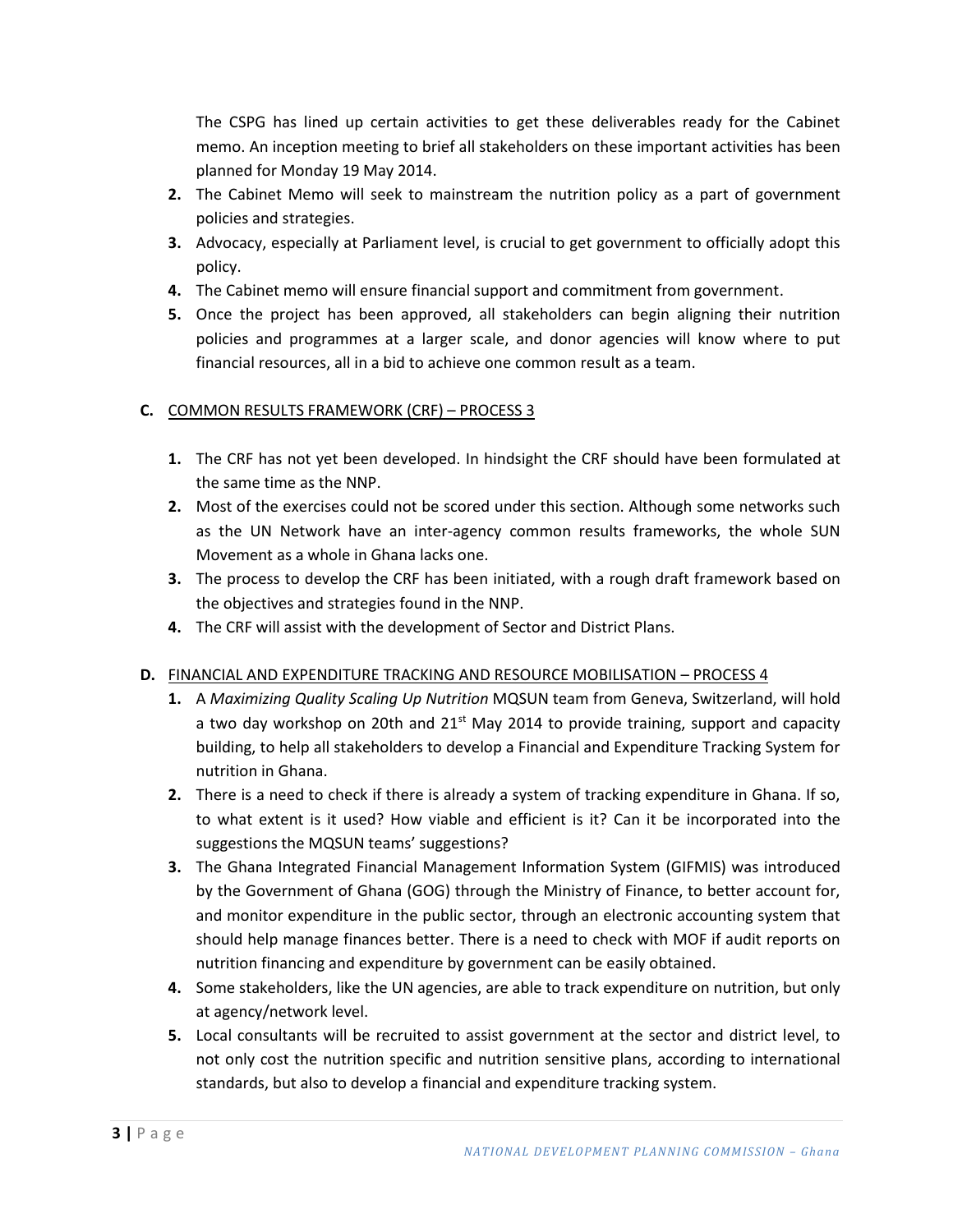The CSPG has lined up certain activities to get these deliverables ready for the Cabinet memo. An inception meeting to brief all stakeholders on these important activities has been planned for Monday 19 May 2014.

2. The Cabinet Memo will seek to mainstream the nutrition policy as a part of government policies and strategies.
3. Advocacy, especially at Parliament level, is crucial to get government to officially adopt this policy.
4. The Cabinet memo will ensure financial support and commitment from government.
5. Once the project has been approved, all stakeholders can begin aligning their nutrition policies and programmes at a larger scale, and donor agencies will know where to put financial resources, all in a bid to achieve one common result as a team.

**C.** COMMON RESULTS FRAMEWORK (CRF) – PROCESS 3

1. The CRF has not yet been developed. In hindsight the CRF should have been formulated at the same time as the NNP.
2. Most of the exercises could not be scored under this section. Although some networks such as the UN Network have an inter-agency common results frameworks, the whole SUN Movement as a whole in Ghana lacks one.
3. The process to develop the CRF has been initiated, with a rough draft framework based on the objectives and strategies found in the NNP.
4. The CRF will assist with the development of Sector and District Plans.

**D.** FINANCIAL AND EXPENDITURE TRACKING AND RESOURCE MOBILISATION – PROCESS 4

1. A *Maximizing Quality Scaling Up Nutrition* MQSUN team from Geneva, Switzerland, will hold a two day workshop on 20th and 21st May 2014 to provide training, support and capacity building, to help all stakeholders to develop a Financial and Expenditure Tracking System for nutrition in Ghana.
2. There is a need to check if there is already a system of tracking expenditure in Ghana. If so, to what extent is it used? How viable and efficient is it? Can it be incorporated into the suggestions the MQSUN teams' suggestions?
3. The Ghana Integrated Financial Management Information System (GIFMIS) was introduced by the Government of Ghana (GOG) through the Ministry of Finance, to better account for, and monitor expenditure in the public sector, through an electronic accounting system that should help manage finances better. There is a need to check with MOF if audit reports on nutrition financing and expenditure by government can be easily obtained.
4. Some stakeholders, like the UN agencies, are able to track expenditure on nutrition, but only at agency/network level.
5. Local consultants will be recruited to assist government at the sector and district level, to not only cost the nutrition specific and nutrition sensitive plans, according to international standards, but also to develop a financial and expenditure tracking system.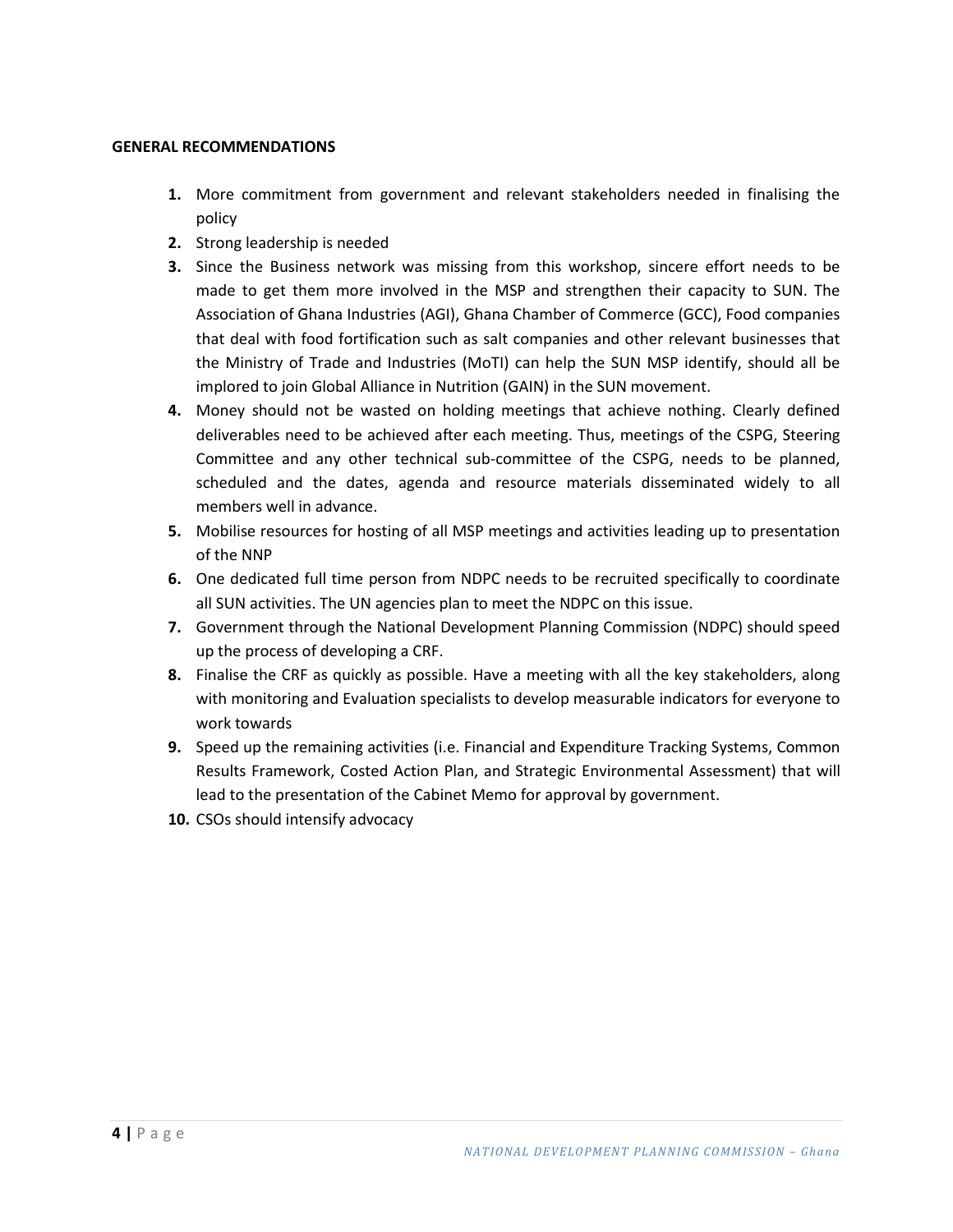**GENERAL RECOMMENDATIONS**

1. More commitment from government and relevant stakeholders needed in finalising the policy
2. Strong leadership is needed
3. Since the Business network was missing from this workshop, sincere effort needs to be made to get them more involved in the MSP and strengthen their capacity to SUN. The Association of Ghana Industries (AGI), Ghana Chamber of Commerce (GCC), Food companies that deal with food fortification such as salt companies and other relevant businesses that the Ministry of Trade and Industries (MoTI) can help the SUN MSP identify, should all be implored to join Global Alliance in Nutrition (GAIN) in the SUN movement.
4. Money should not be wasted on holding meetings that achieve nothing. Clearly defined deliverables need to be achieved after each meeting. Thus, meetings of the CSPG, Steering Committee and any other technical sub-committee of the CSPG, needs to be planned, scheduled and the dates, agenda and resource materials disseminated widely to all members well in advance.
5. Mobilise resources for hosting of all MSP meetings and activities leading up to presentation of the NNP
6. One dedicated full time person from NDPC needs to be recruited specifically to coordinate all SUN activities. The UN agencies plan to meet the NDPC on this issue.
7. Government through the National Development Planning Commission (NDPC) should speed up the process of developing a CRF.
8. Finalise the CRF as quickly as possible. Have a meeting with all the key stakeholders, along with monitoring and Evaluation specialists to develop measurable indicators for everyone to work towards
9. Speed up the remaining activities (i.e. Financial and Expenditure Tracking Systems, Common Results Framework, Costed Action Plan, and Strategic Environmental Assessment) that will lead to the presentation of the Cabinet Memo for approval by government.
10. CSOs should intensify advocacy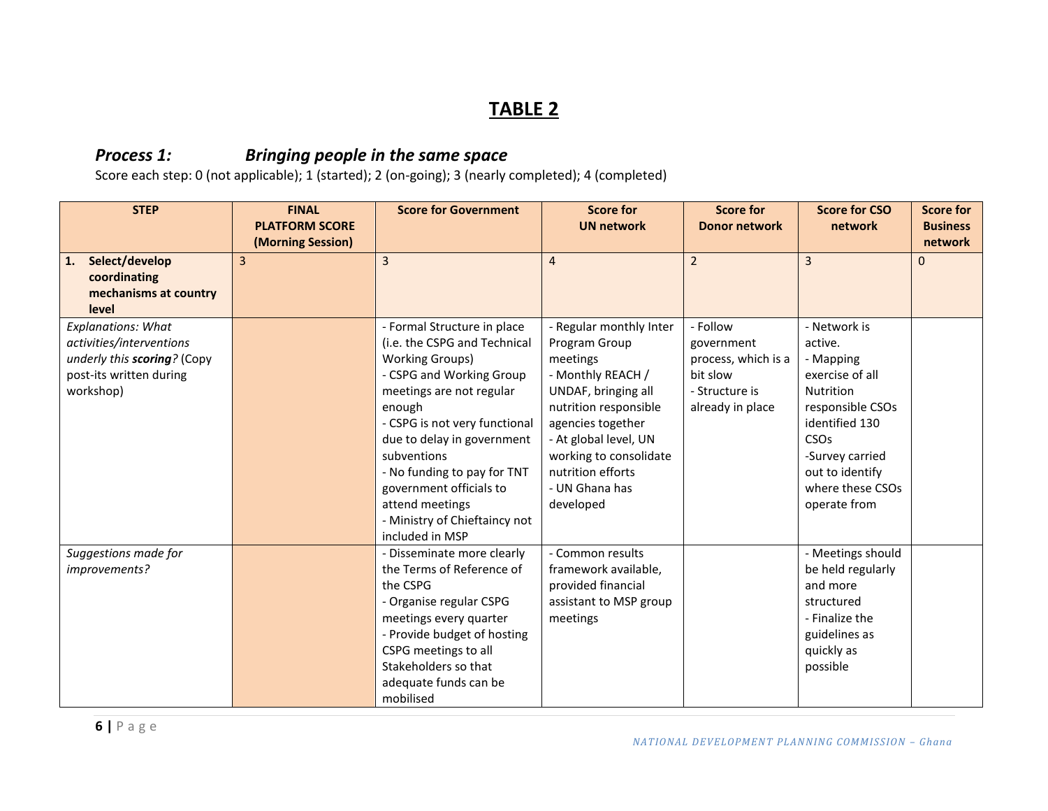# TABLE 2

### *Process 1: Bringing people in the same space*

Score each step: 0 (not applicable); 1 (started); 2 (on-going); 3 (nearly completed); 4 (completed)

| STEP | FINAL PLATFORM SCORE (Morning Session) | Score for Government | Score for UN network | Score for Donor network | Score for CSO network | Score for Business network |
|---|---|---|---|---|---|---|
| **1. Select/develop coordinating mechanisms at country level** | 3 | 3 | 4 | 2 | 3 | 0 |
| *Explanations: What activities/interventions underly this **scoring**?* (Copy post-its written during workshop) | | - Formal Structure in place (i.e. the CSPG and Technical Working Groups)<br>- CSPG and Working Group meetings are not regular enough<br>- CSPG is not very functional due to delay in government subventions<br>- No funding to pay for TNT government officials to attend meetings<br>- Ministry of Chieftaincy not included in MSP | - Regular monthly Inter Program Group meetings<br>- Monthly REACH / UNDAF, bringing all nutrition responsible agencies together<br>- At global level, UN working to consolidate nutrition efforts<br>- UN Ghana has developed | - Follow government process, which is a bit slow<br>- Structure is already in place | - Network is active.<br>- Mapping exercise of all Nutrition responsible CSOs identified 130 CSOs<br>-Survey carried out to identify where these CSOs operate from | |
| *Suggestions made for improvements?* | | - Disseminate more clearly the Terms of Reference of the CSPG<br>- Organise regular CSPG meetings every quarter<br>- Provide budget of hosting CSPG meetings to all Stakeholders so that adequate funds can be mobilised | - Common results framework available, provided financial assistant to MSP group meetings | | - Meetings should be held regularly and more structured<br>- Finalize the guidelines as quickly as possible | |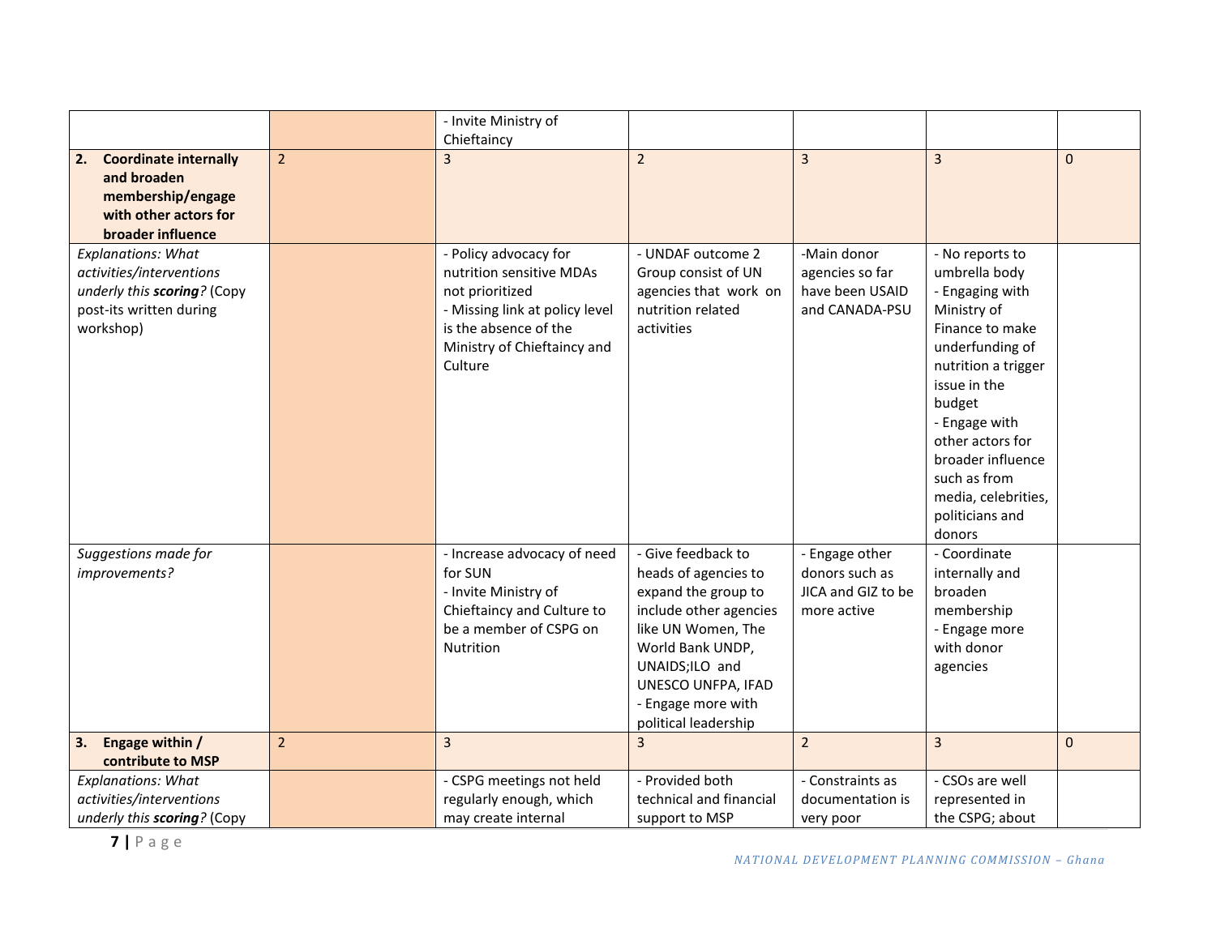| | | | | | | |
|---|---|---|---|---|---|---|
| | | - Invite Ministry of Chieftaincy | | | | |
| **2. Coordinate internally and broaden membership/engage with other actors for broader influence** | 2 | 3 | 2 | 3 | 3 | 0 |
| *Explanations: What activities/interventions underly this **scoring**?* (Copy post-its written during workshop) | | - Policy advocacy for nutrition sensitive MDAs not prioritized<br>- Missing link at policy level is the absence of the Ministry of Chieftaincy and Culture | - UNDAF outcome 2 Group consist of UN agencies that work on nutrition related activities | -Main donor agencies so far have been USAID and CANADA-PSU | - No reports to umbrella body<br>- Engaging with Ministry of Finance to make underfunding of nutrition a trigger issue in the budget<br>- Engage with other actors for broader influence such as from media, celebrities, politicians and donors | |
| *Suggestions made for improvements?* | | - Increase advocacy of need for SUN<br>- Invite Ministry of Chieftaincy and Culture to be a member of CSPG on Nutrition | - Give feedback to heads of agencies to expand the group to include other agencies like UN Women, The World Bank UNDP, UNAIDS;ILO and UNESCO UNFPA, IFAD<br>- Engage more with political leadership | - Engage other donors such as JICA and GIZ to be more active | - Coordinate internally and broaden membership<br>- Engage more with donor agencies | |
| **3. Engage within / contribute to MSP** | 2 | 3 | 3 | 2 | 3 | 0 |
| *Explanations: What activities/interventions underly this **scoring**?* (Copy | | - CSPG meetings not held regularly enough, which may create internal | - Provided both technical and financial support to MSP | - Constraints as documentation is very poor | - CSOs are well represented in the CSPG; about | |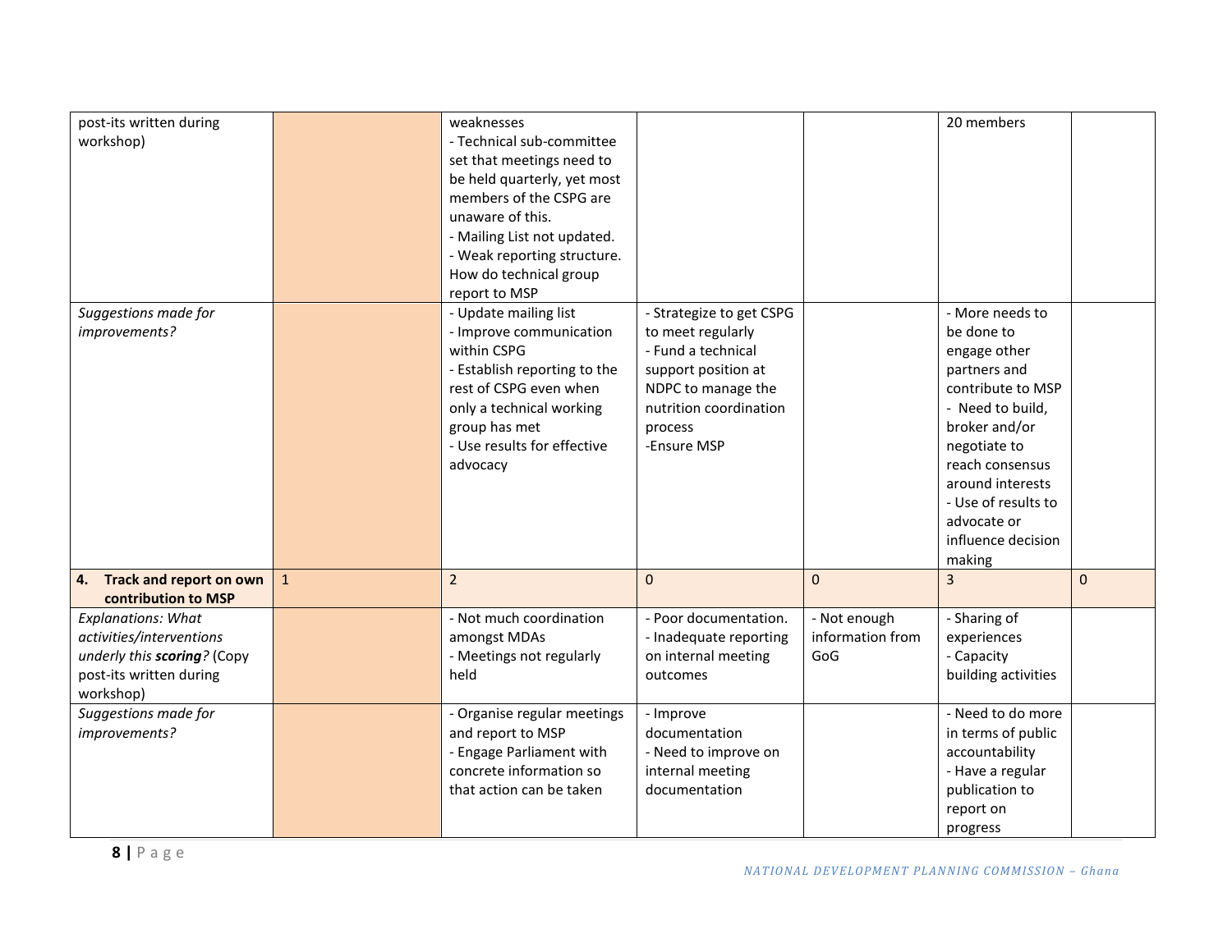| | | | | | | |
|---|---|---|---|---|---|---|
| post-its written during workshop) | | weaknesses<br>- Technical sub-committee set that meetings need to be held quarterly, yet most members of the CSPG are unaware of this.<br>- Mailing List not updated.<br>- Weak reporting structure. How do technical group report to MSP | | | 20 members | |
| *Suggestions made for improvements?* | | - Update mailing list<br>- Improve communication within CSPG<br>- Establish reporting to the rest of CSPG even when only a technical working group has met<br>- Use results for effective advocacy | - Strategize to get CSPG to meet regularly<br>- Fund a technical support position at NDPC to manage the nutrition coordination process<br>-Ensure MSP | | - More needs to be done to engage other partners and contribute to MSP<br>- Need to build, broker and/or negotiate to reach consensus around interests<br>- Use of results to advocate or influence decision making | |
| **4. Track and report on own contribution to MSP** | 1 | 2 | 0 | 0 | 3 | 0 |
| *Explanations: What activities/interventions underly this **scoring**?* (Copy post-its written during workshop) | | - Not much coordination amongst MDAs<br>- Meetings not regularly held | - Poor documentation.<br>- Inadequate reporting on internal meeting outcomes | - Not enough information from GoG | - Sharing of experiences<br>- Capacity building activities | |
| *Suggestions made for improvements?* | | - Organise regular meetings and report to MSP<br>- Engage Parliament with concrete information so that action can be taken | - Improve documentation<br>- Need to improve on internal meeting documentation | | - Need to do more in terms of public accountability<br>- Have a regular publication to report on progress | |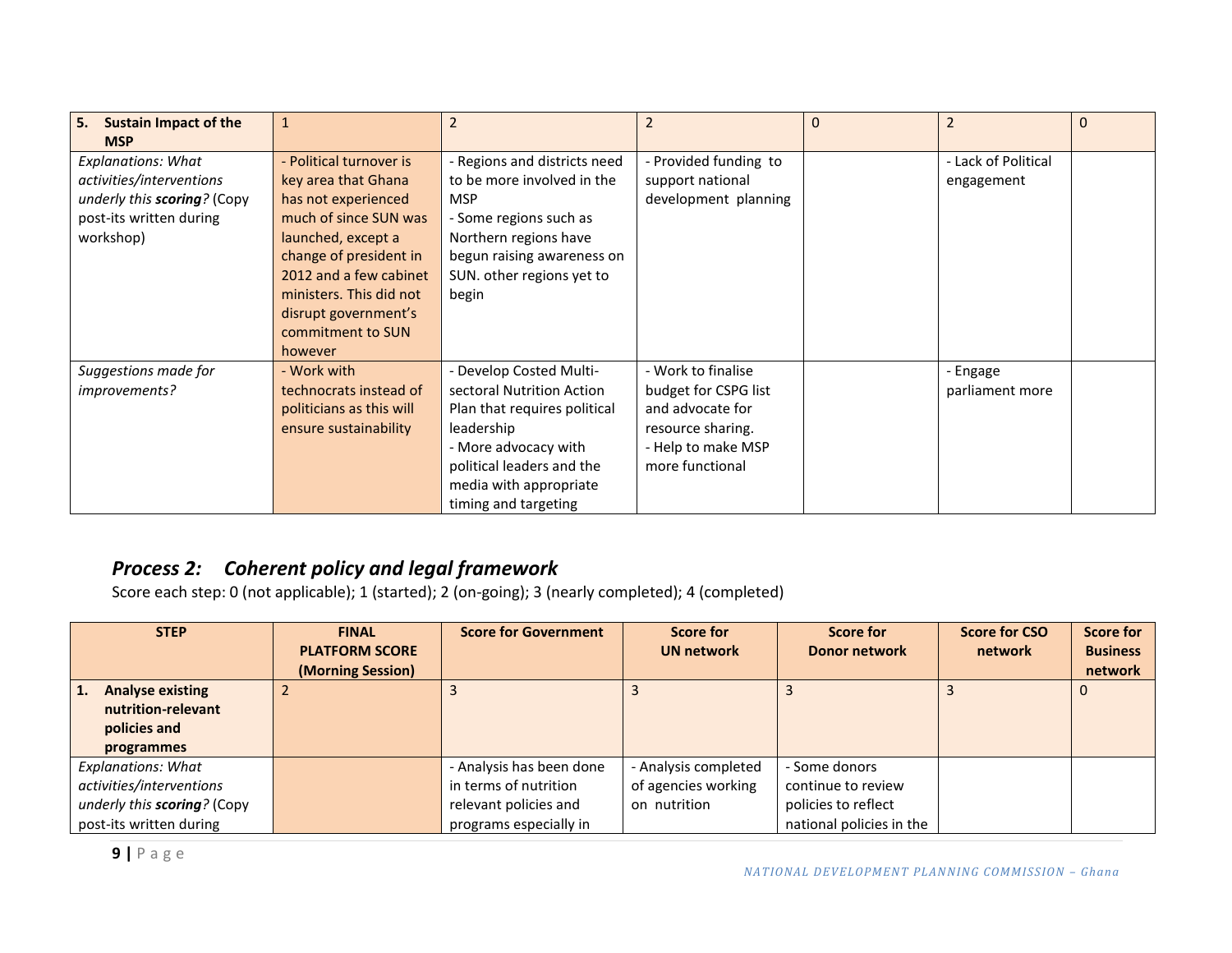| 5. Sustain Impact of the MSP | 1 | 2 | 2 | 0 | 2 | 0 |
|---|---|---|---|---|---|---|
| *Explanations: What activities/interventions underly this **scoring**?* (Copy post-its written during workshop) | - Political turnover is key area that Ghana has not experienced much of since SUN was launched, except a change of president in 2012 and a few cabinet ministers. This did not disrupt government's commitment to SUN however | - Regions and districts need to be more involved in the MSP<br>- Some regions such as Northern regions have begun raising awareness on SUN. other regions yet to begin | - Provided funding to support national development planning | | - Lack of Political engagement | |
| *Suggestions made for improvements?* | - Work with technocrats instead of politicians as this will ensure sustainability | - Develop Costed Multi-sectoral Nutrition Action Plan that requires political leadership<br>- More advocacy with political leaders and the media with appropriate timing and targeting | - Work to finalise budget for CSPG list and advocate for resource sharing.<br>- Help to make MSP more functional | | - Engage parliament more | |

## *Process 2: Coherent policy and legal framework*

Score each step: 0 (not applicable); 1 (started); 2 (on-going); 3 (nearly completed); 4 (completed)

| STEP | FINAL PLATFORM SCORE (Morning Session) | Score for Government | Score for UN network | Score for Donor network | Score for CSO network | Score for Business network |
|---|---|---|---|---|---|---|
| **1. Analyse existing nutrition-relevant policies and programmes** | 2 | 3 | 3 | 3 | 3 | 0 |
| *Explanations: What activities/interventions underly this **scoring**?* (Copy post-its written during | | - Analysis has been done in terms of nutrition relevant policies and programs especially in | - Analysis completed of agencies working on nutrition | - Some donors continue to review policies to reflect national policies in the | | |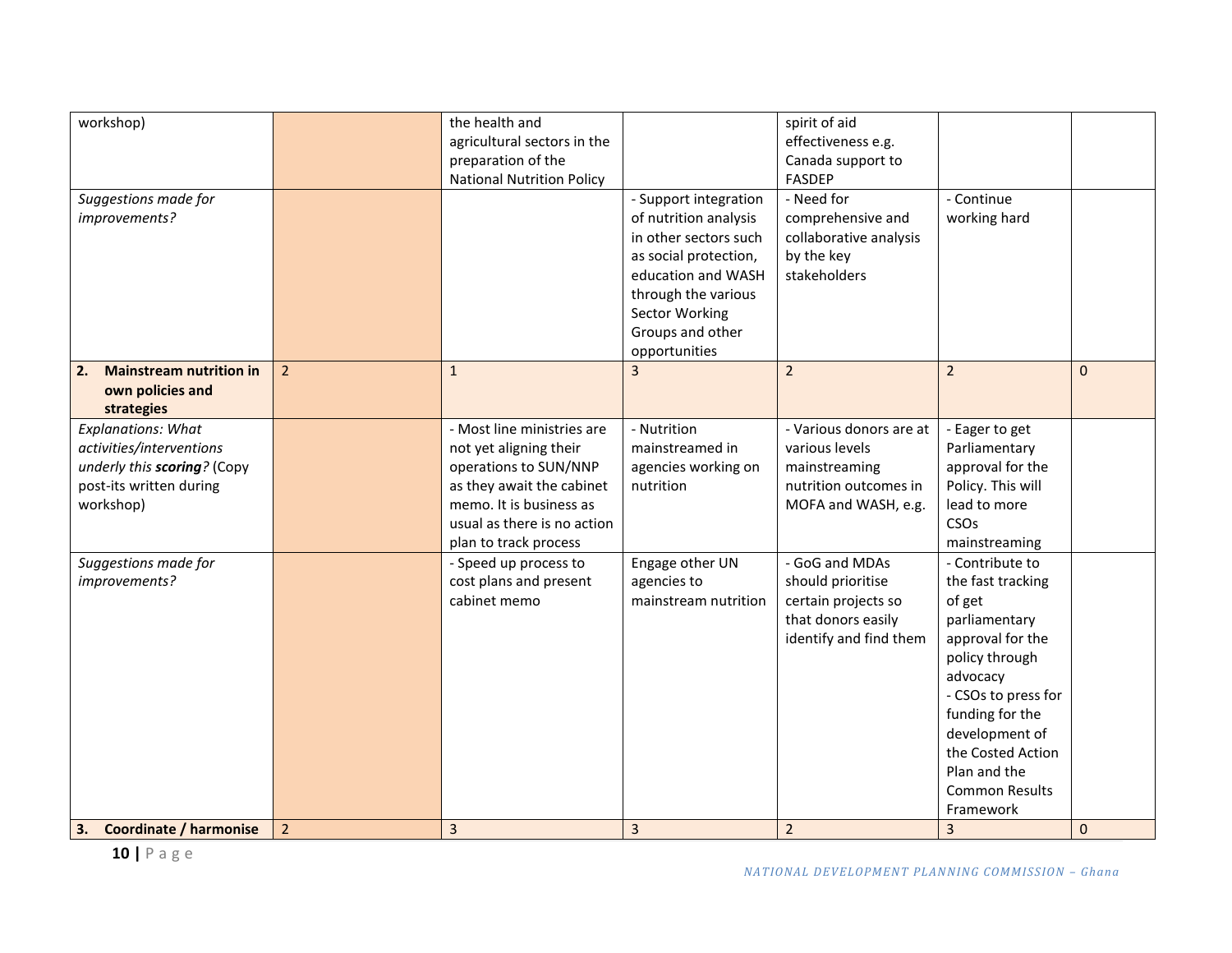| | | | | | | |
|---|---|---|---|---|---|---|
| workshop) | | the health and agricultural sectors in the preparation of the National Nutrition Policy | | spirit of aid effectiveness e.g. Canada support to FASDEP | | |
| *Suggestions made for improvements?* | | | - Support integration of nutrition analysis in other sectors such as social protection, education and WASH through the various Sector Working Groups and other opportunities | - Need for comprehensive and collaborative analysis by the key stakeholders | - Continue working hard | |
| **2. Mainstream nutrition in own policies and strategies** | 2 | 1 | 3 | 2 | 2 | 0 |
| *Explanations: What activities/interventions underly this **scoring**?* (Copy post-its written during workshop) | | - Most line ministries are not yet aligning their operations to SUN/NNP as they await the cabinet memo. It is business as usual as there is no action plan to track process | - Nutrition mainstreamed in agencies working on nutrition | - Various donors are at various levels mainstreaming nutrition outcomes in MOFA and WASH, e.g. | - Eager to get Parliamentary approval for the Policy. This will lead to more CSOs mainstreaming | |
| *Suggestions made for improvements?* | | - Speed up process to cost plans and present cabinet memo | Engage other UN agencies to mainstream nutrition | - GoG and MDAs should prioritise certain projects so that donors easily identify and find them | - Contribute to the fast tracking of get parliamentary approval for the policy through advocacy<br>- CSOs to press for funding for the development of the Costed Action Plan and the Common Results Framework | |
| **3. Coordinate / harmonise** | 2 | 3 | 3 | 2 | 3 | 0 |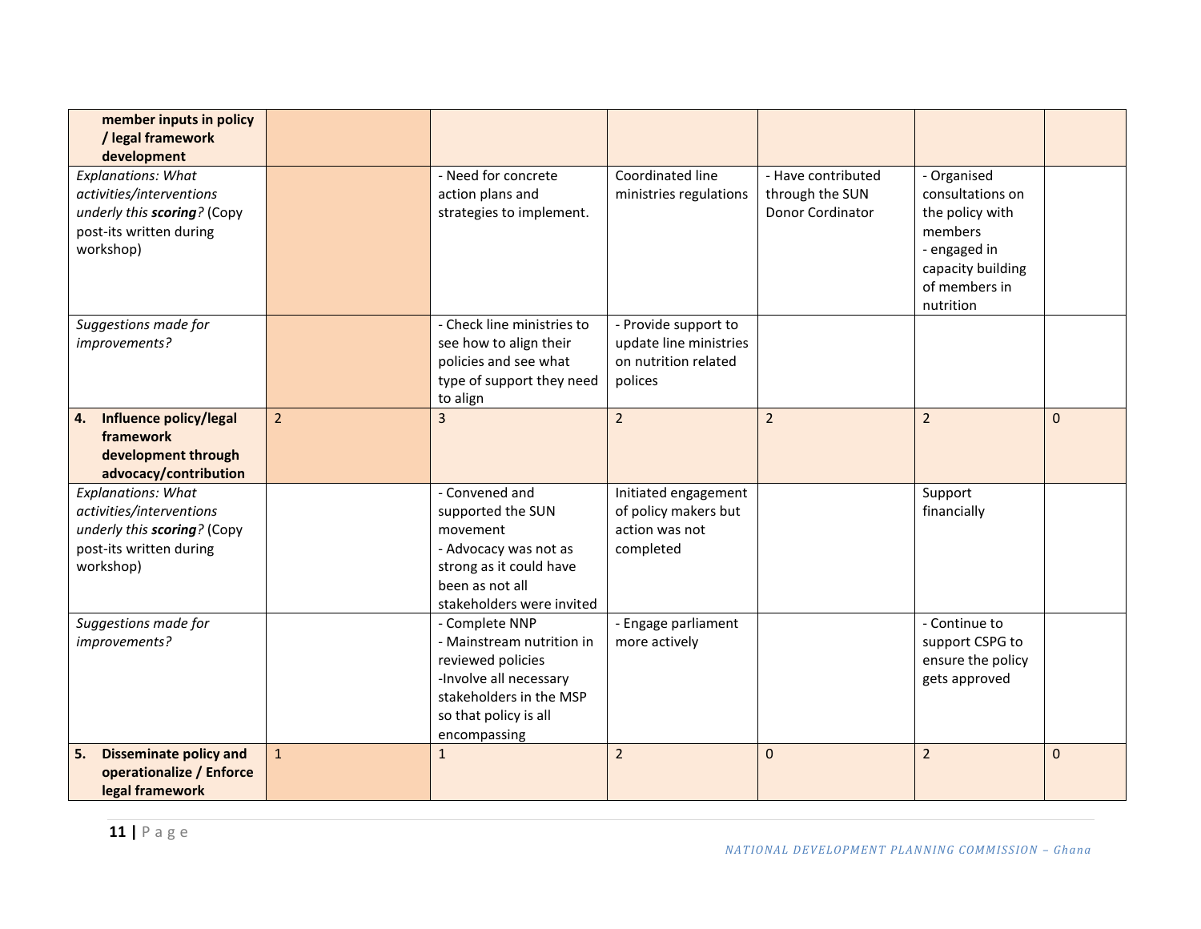| | | | | | | |
|---|---|---|---|---|---|---|
| **member inputs in policy / legal framework development** | | | | | | |
| *Explanations: What activities/interventions underly this **scoring**?* (Copy post-its written during workshop) | | - Need for concrete action plans and strategies to implement. | Coordinated line ministries regulations | - Have contributed through the SUN Donor Cordinator | - Organised consultations on the policy with members<br>- engaged in capacity building of members in nutrition | |
| *Suggestions made for improvements?* | | - Check line ministries to see how to align their policies and see what type of support they need to align | - Provide support to update line ministries on nutrition related polices | | | |
| **4. Influence policy/legal framework development through advocacy/contribution** | 2 | 3 | 2 | 2 | 2 | 0 |
| *Explanations: What activities/interventions underly this **scoring**?* (Copy post-its written during workshop) | | - Convened and supported the SUN movement<br>- Advocacy was not as strong as it could have been as not all stakeholders were invited | Initiated engagement of policy makers but action was not completed | | Support financially | |
| *Suggestions made for improvements?* | | - Complete NNP<br>- Mainstream nutrition in reviewed policies<br>-Involve all necessary stakeholders in the MSP so that policy is all encompassing | - Engage parliament more actively | | - Continue to support CSPG to ensure the policy gets approved | |
| **5. Disseminate policy and operationalize / Enforce legal framework** | 1 | 1 | 2 | 0 | 2 | 0 |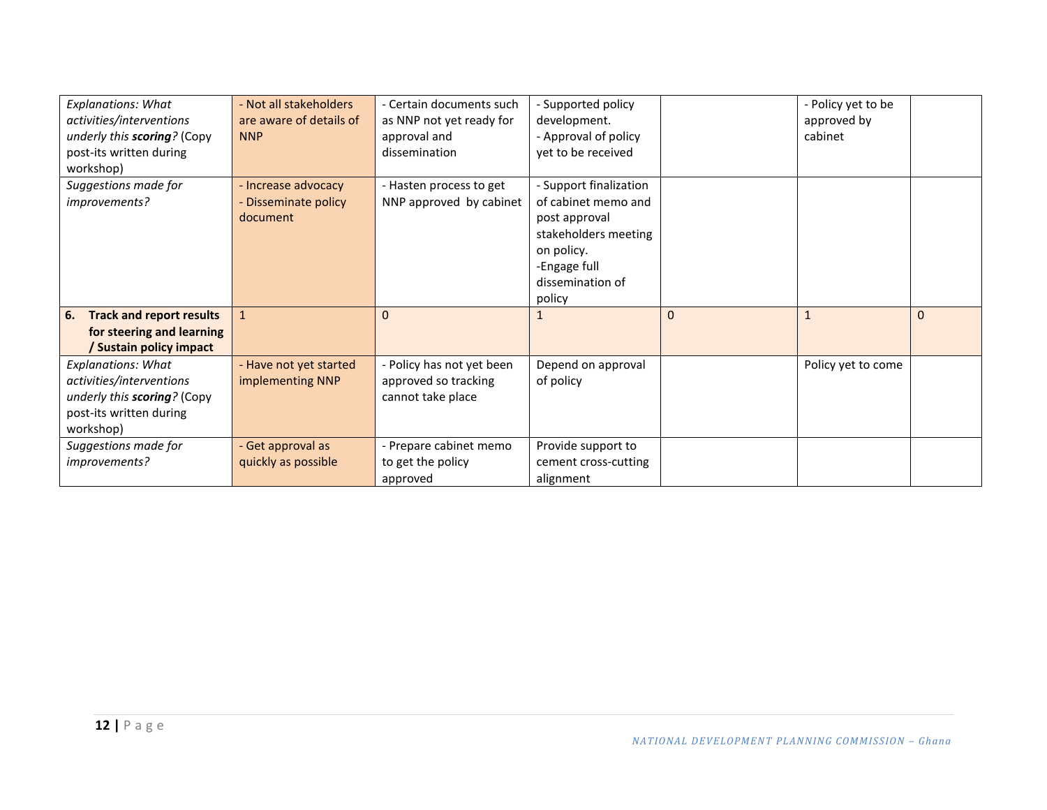| | | | | | | |
|---|---|---|---|---|---|---|
| *Explanations: What activities/interventions underly this **scoring**?* (Copy post-its written during workshop) | - Not all stakeholders are aware of details of NNP | - Certain documents such as NNP not yet ready for approval and dissemination | - Supported policy development.<br>- Approval of policy yet to be received | | - Policy yet to be approved by cabinet | |
| *Suggestions made for improvements?* | - Increase advocacy<br>- Disseminate policy document | - Hasten process to get NNP approved by cabinet | - Support finalization of cabinet memo and post approval stakeholders meeting on policy.<br>-Engage full dissemination of policy | | | |
| **6. Track and report results for steering and learning / Sustain policy impact** | 1 | 0 | 1 | 0 | 1 | 0 |
| *Explanations: What activities/interventions underly this **scoring**?* (Copy post-its written during workshop) | - Have not yet started implementing NNP | - Policy has not yet been approved so tracking cannot take place | Depend on approval of policy | | Policy yet to come | |
| *Suggestions made for improvements?* | - Get approval as quickly as possible | - Prepare cabinet memo to get the policy approved | Provide support to cement cross-cutting alignment | | | |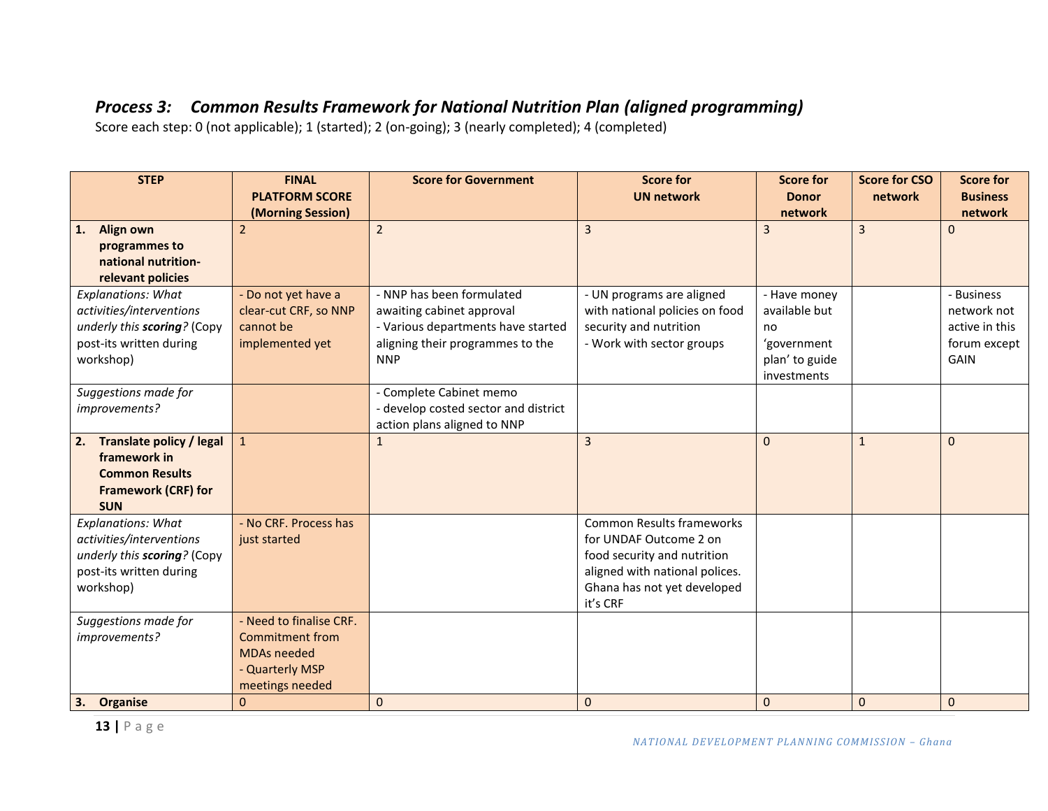### *Process 3: Common Results Framework for National Nutrition Plan (aligned programming)*

Score each step: 0 (not applicable); 1 (started); 2 (on-going); 3 (nearly completed); 4 (completed)

| STEP | FINAL PLATFORM SCORE (Morning Session) | Score for Government | Score for UN network | Score for Donor network | Score for CSO network | Score for Business network |
|---|---|---|---|---|---|---|
| **1. Align own programmes to national nutrition-relevant policies** | 2 | 2 | 3 | 3 | 3 | 0 |
| *Explanations: What activities/interventions underly this **scoring**?* (Copy post-its written during workshop) | - Do not yet have a clear-cut CRF, so NNP cannot be implemented yet | - NNP has been formulated awaiting cabinet approval<br>- Various departments have started aligning their programmes to the NNP | - UN programs are aligned with national policies on food security and nutrition<br>- Work with sector groups | - Have money available but no 'government plan' to guide investments | | - Business network not active in this forum except GAIN |
| *Suggestions made for improvements?* | | - Complete Cabinet memo<br>- develop costed sector and district action plans aligned to NNP | | | | |
| **2. Translate policy / legal framework in Common Results Framework (CRF) for SUN** | 1 | 1 | 3 | 0 | 1 | 0 |
| *Explanations: What activities/interventions underly this **scoring**?* (Copy post-its written during workshop) | - No CRF. Process has just started | | Common Results frameworks for UNDAF Outcome 2 on food security and nutrition aligned with national polices. Ghana has not yet developed it's CRF | | | |
| *Suggestions made for improvements?* | - Need to finalise CRF. Commitment from MDAs needed<br>- Quarterly MSP meetings needed | | | | | |
| **3. Organise** | 0 | 0 | 0 | 0 | 0 | 0 |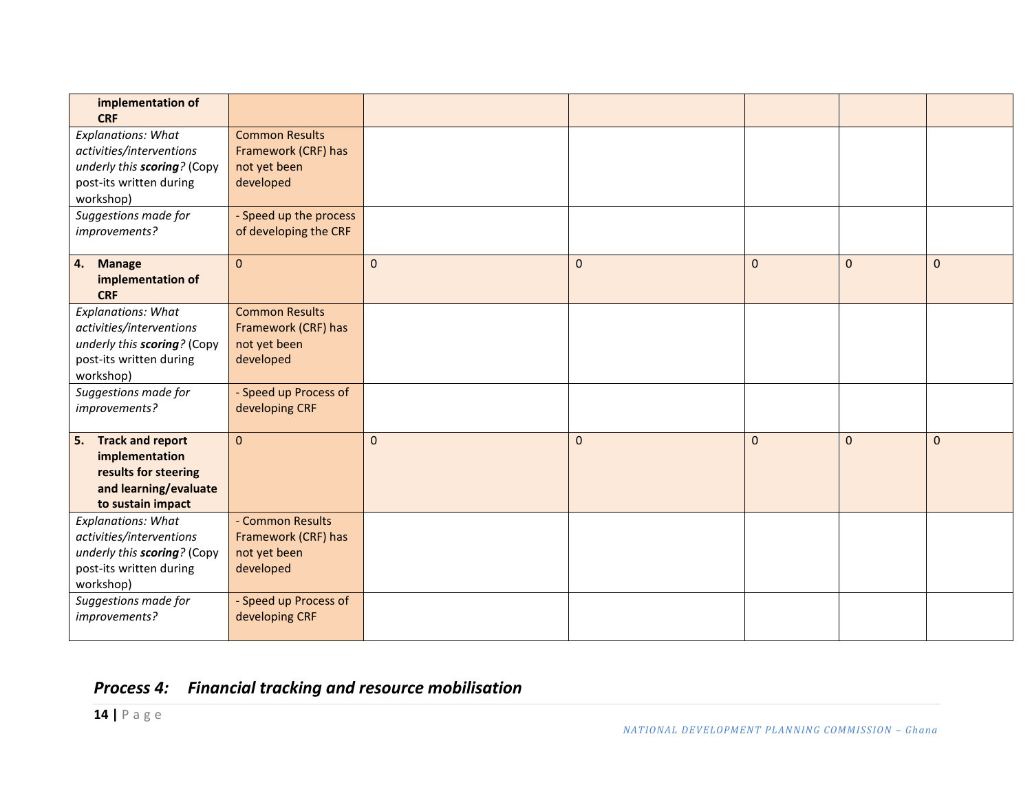| implementation of CRF | | | | | | |
|---|---|---|---|---|---|---|
| *Explanations: What activities/interventions underly this **scoring**?* (Copy post-its written during workshop) | Common Results Framework (CRF) has not yet been developed | | | | | |
| *Suggestions made for improvements?* | - Speed up the process of developing the CRF | | | | | |
| **4. Manage implementation of CRF** | 0 | 0 | 0 | 0 | 0 | 0 |
| *Explanations: What activities/interventions underly this **scoring**?* (Copy post-its written during workshop) | Common Results Framework (CRF) has not yet been developed | | | | | |
| *Suggestions made for improvements?* | - Speed up Process of developing CRF | | | | | |
| **5. Track and report implementation results for steering and learning/evaluate to sustain impact** | 0 | 0 | 0 | 0 | 0 | 0 |
| *Explanations: What activities/interventions underly this **scoring**?* (Copy post-its written during workshop) | - Common Results Framework (CRF) has not yet been developed | | | | | |
| *Suggestions made for improvements?* | - Speed up Process of developing CRF | | | | | |

### *Process 4: Financial tracking and resource mobilisation*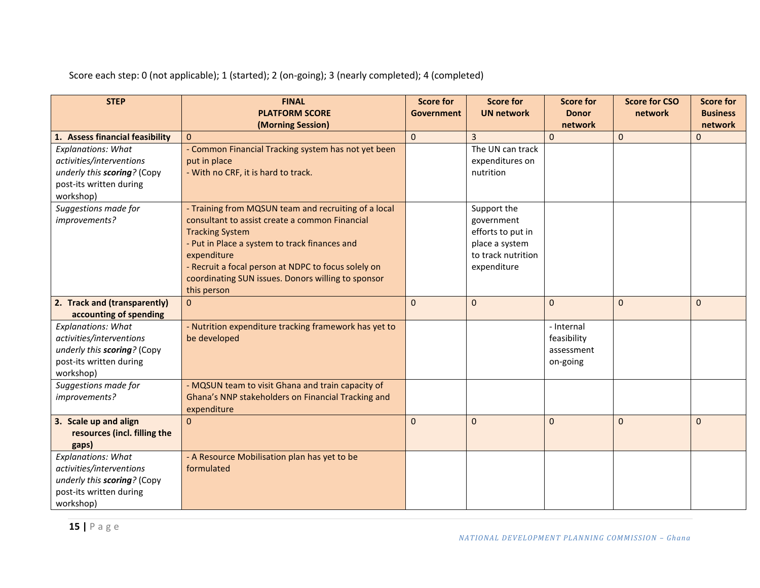Score each step: 0 (not applicable); 1 (started); 2 (on-going); 3 (nearly completed); 4 (completed)

| STEP | FINAL PLATFORM SCORE (Morning Session) | Score for Government | Score for UN network | Score for Donor network | Score for CSO network | Score for Business network |
|---|---|---|---|---|---|---|
| **1. Assess financial feasibility** | 0 | 0 | 3 | 0 | 0 | 0 |
| *Explanations: What activities/interventions underly this **scoring**?* (Copy post-its written during workshop) | - Common Financial Tracking system has not yet been put in place<br>- With no CRF, it is hard to track. | | The UN can track expenditures on nutrition | | | |
| *Suggestions made for improvements?* | - Training from MQSUN team and recruiting of a local consultant to assist create a common Financial Tracking System<br>- Put in Place a system to track finances and expenditure<br>- Recruit a focal person at NDPC to focus solely on coordinating SUN issues. Donors willing to sponsor this person | | Support the government efforts to put in place a system to track nutrition expenditure | | | |
| **2. Track and (transparently) accounting of spending** | 0 | 0 | 0 | 0 | 0 | 0 |
| *Explanations: What activities/interventions underly this **scoring**?* (Copy post-its written during workshop) | - Nutrition expenditure tracking framework has yet to be developed | | | - Internal feasibility assessment on-going | | |
| *Suggestions made for improvements?* | - MQSUN team to visit Ghana and train capacity of Ghana's NNP stakeholders on Financial Tracking and expenditure | | | | | |
| **3. Scale up and align resources (incl. filling the gaps)** | 0 | 0 | 0 | 0 | 0 | 0 |
| *Explanations: What activities/interventions underly this **scoring**?* (Copy post-its written during workshop) | - A Resource Mobilisation plan has yet to be formulated | | | | | |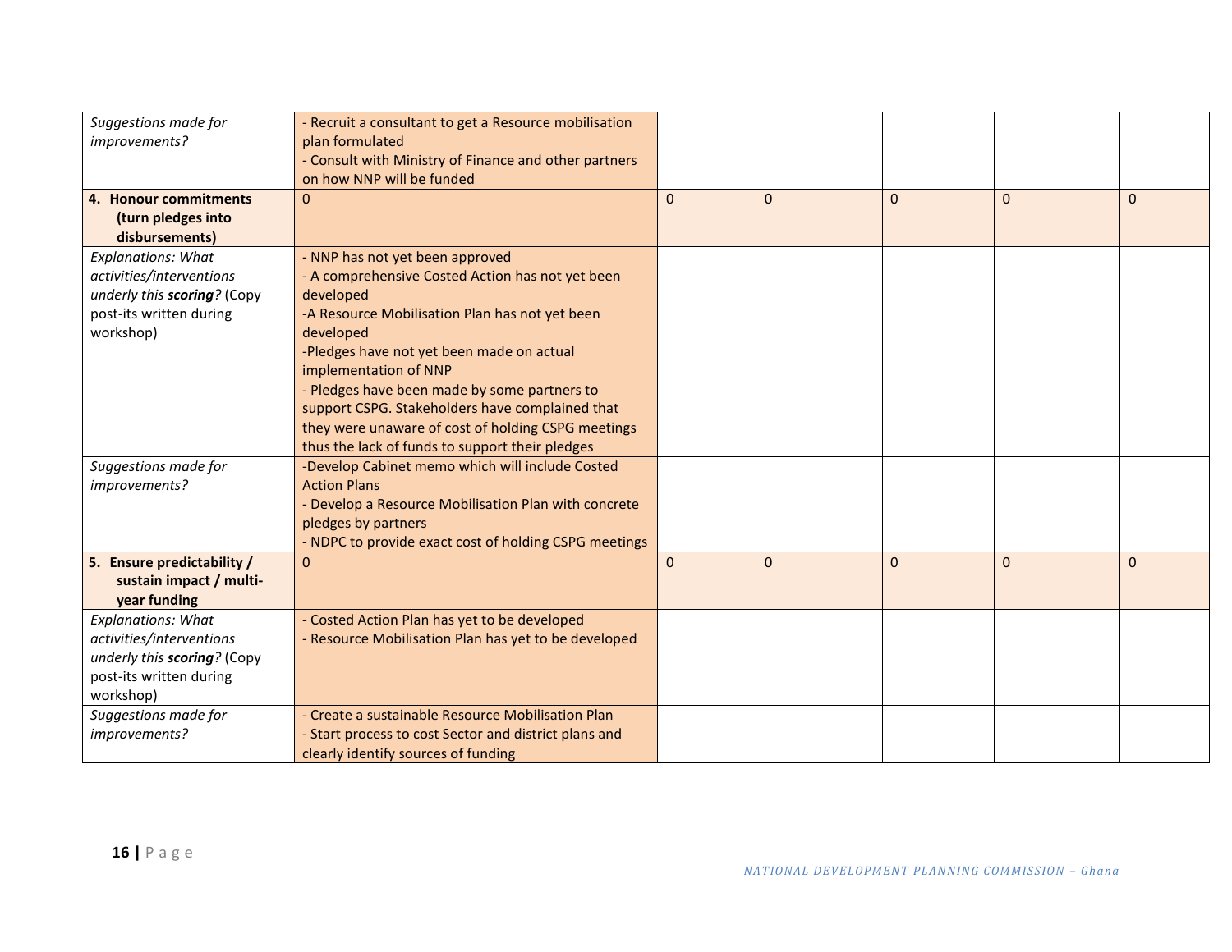| | | | | | | |
|---|---|---|---|---|---|---|
| *Suggestions made for improvements?* | - Recruit a consultant to get a Resource mobilisation plan formulated<br>- Consult with Ministry of Finance and other partners on how NNP will be funded | | | | | |
| **4. Honour commitments (turn pledges into disbursements)** | 0 | 0 | 0 | 0 | 0 | 0 |
| *Explanations: What activities/interventions underly this* ***scoring****?* (Copy post-its written during workshop) | - NNP has not yet been approved<br>- A comprehensive Costed Action has not yet been developed<br>-A Resource Mobilisation Plan has not yet been developed<br>-Pledges have not yet been made on actual implementation of NNP<br>- Pledges have been made by some partners to support CSPG. Stakeholders have complained that they were unaware of cost of holding CSPG meetings thus the lack of funds to support their pledges | | | | | |
| *Suggestions made for improvements?* | -Develop Cabinet memo which will include Costed Action Plans<br>- Develop a Resource Mobilisation Plan with concrete pledges by partners<br>- NDPC to provide exact cost of holding CSPG meetings | | | | | |
| **5. Ensure predictability / sustain impact / multi-year funding** | 0 | 0 | 0 | 0 | 0 | 0 |
| *Explanations: What activities/interventions underly this* ***scoring****?* (Copy post-its written during workshop) | - Costed Action Plan has yet to be developed<br>- Resource Mobilisation Plan has yet to be developed | | | | | |
| *Suggestions made for improvements?* | - Create a sustainable Resource Mobilisation Plan<br>- Start process to cost Sector and district plans and clearly identify sources of funding | | | | | |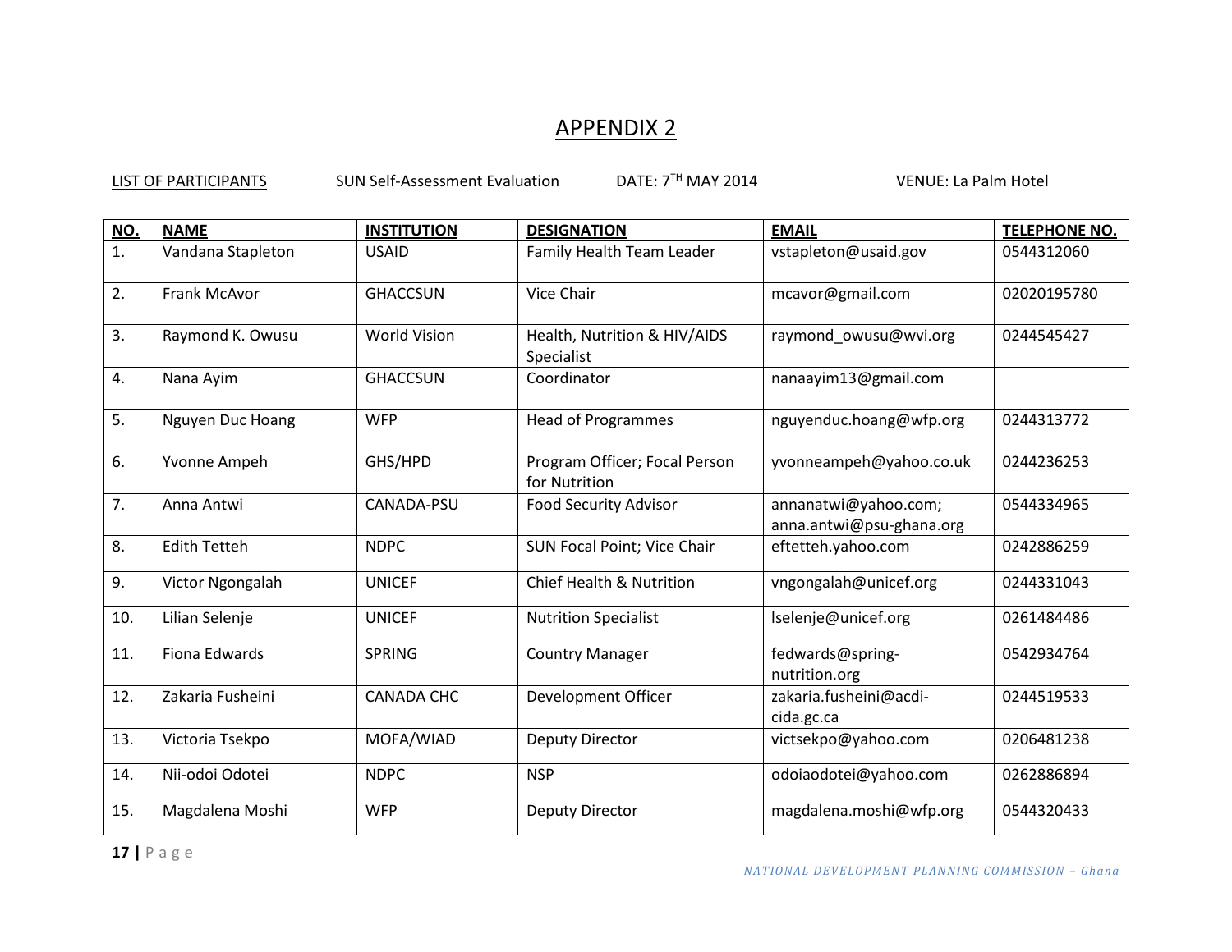# APPENDIX 2

LIST OF PARTICIPANTS SUN Self-Assessment Evaluation DATE: 7TH MAY 2014 VENUE: La Palm Hotel

| NO. | NAME | INSTITUTION | DESIGNATION | EMAIL | TELEPHONE NO. |
|---|---|---|---|---|---|
| 1. | Vandana Stapleton | USAID | Family Health Team Leader | vstapleton@usaid.gov | 0544312060 |
| 2. | Frank McAvor | GHACCSUN | Vice Chair | mcavor@gmail.com | 02020195780 |
| 3. | Raymond K. Owusu | World Vision | Health, Nutrition & HIV/AIDS Specialist | raymond_owusu@wvi.org | 0244545427 |
| 4. | Nana Ayim | GHACCSUN | Coordinator | nanaayim13@gmail.com | |
| 5. | Nguyen Duc Hoang | WFP | Head of Programmes | nguyenduc.hoang@wfp.org | 0244313772 |
| 6. | Yvonne Ampeh | GHS/HPD | Program Officer; Focal Person for Nutrition | yvonneampeh@yahoo.co.uk | 0244236253 |
| 7. | Anna Antwi | CANADA-PSU | Food Security Advisor | annanatwi@yahoo.com; anna.antwi@psu-ghana.org | 0544334965 |
| 8. | Edith Tetteh | NDPC | SUN Focal Point; Vice Chair | eftetteh.yahoo.com | 0242886259 |
| 9. | Victor Ngongalah | UNICEF | Chief Health & Nutrition | vngongalah@unicef.org | 0244331043 |
| 10. | Lilian Selenje | UNICEF | Nutrition Specialist | lselenje@unicef.org | 0261484486 |
| 11. | Fiona Edwards | SPRING | Country Manager | fedwards@spring-nutrition.org | 0542934764 |
| 12. | Zakaria Fusheini | CANADA CHC | Development Officer | zakaria.fusheini@acdi-cida.gc.ca | 0244519533 |
| 13. | Victoria Tsekpo | MOFA/WIAD | Deputy Director | victsekpo@yahoo.com | 0206481238 |
| 14. | Nii-odoi Odotei | NDPC | NSP | odoiaodotei@yahoo.com | 0262886894 |
| 15. | Magdalena Moshi | WFP | Deputy Director | magdalena.moshi@wfp.org | 0544320433 |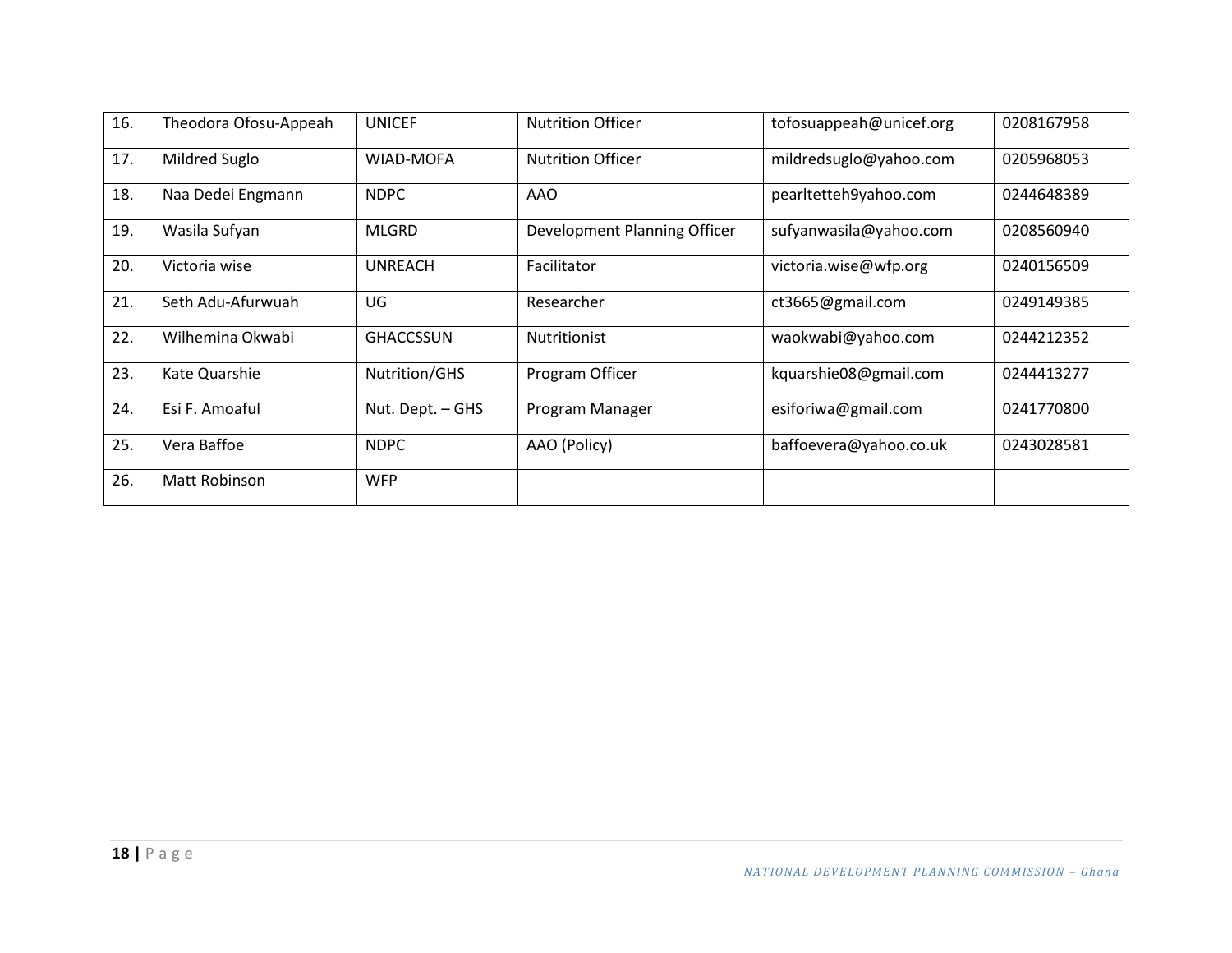| | | | | | |
|---|---|---|---|---|---|
| 16. | Theodora Ofosu-Appeah | UNICEF | Nutrition Officer | tofosuappeah@unicef.org | 0208167958 |
| 17. | Mildred Suglo | WIAD-MOFA | Nutrition Officer | mildredsuglo@yahoo.com | 0205968053 |
| 18. | Naa Dedei Engmann | NDPC | AAO | pearltetteh9yahoo.com | 0244648389 |
| 19. | Wasila Sufyan | MLGRD | Development Planning Officer | sufyanwasila@yahoo.com | 0208560940 |
| 20. | Victoria wise | UNREACH | Facilitator | victoria.wise@wfp.org | 0240156509 |
| 21. | Seth Adu-Afurwuah | UG | Researcher | ct3665@gmail.com | 0249149385 |
| 22. | Wilhemina Okwabi | GHACCSSUN | Nutritionist | waokwabi@yahoo.com | 0244212352 |
| 23. | Kate Quarshie | Nutrition/GHS | Program Officer | kquarshie08@gmail.com | 0244413277 |
| 24. | Esi F. Amoaful | Nut. Dept. – GHS | Program Manager | esiforiwa@gmail.com | 0241770800 |
| 25. | Vera Baffoe | NDPC | AAO (Policy) | baffoevera@yahoo.co.uk | 0243028581 |
| 26. | Matt Robinson | WFP | | | |